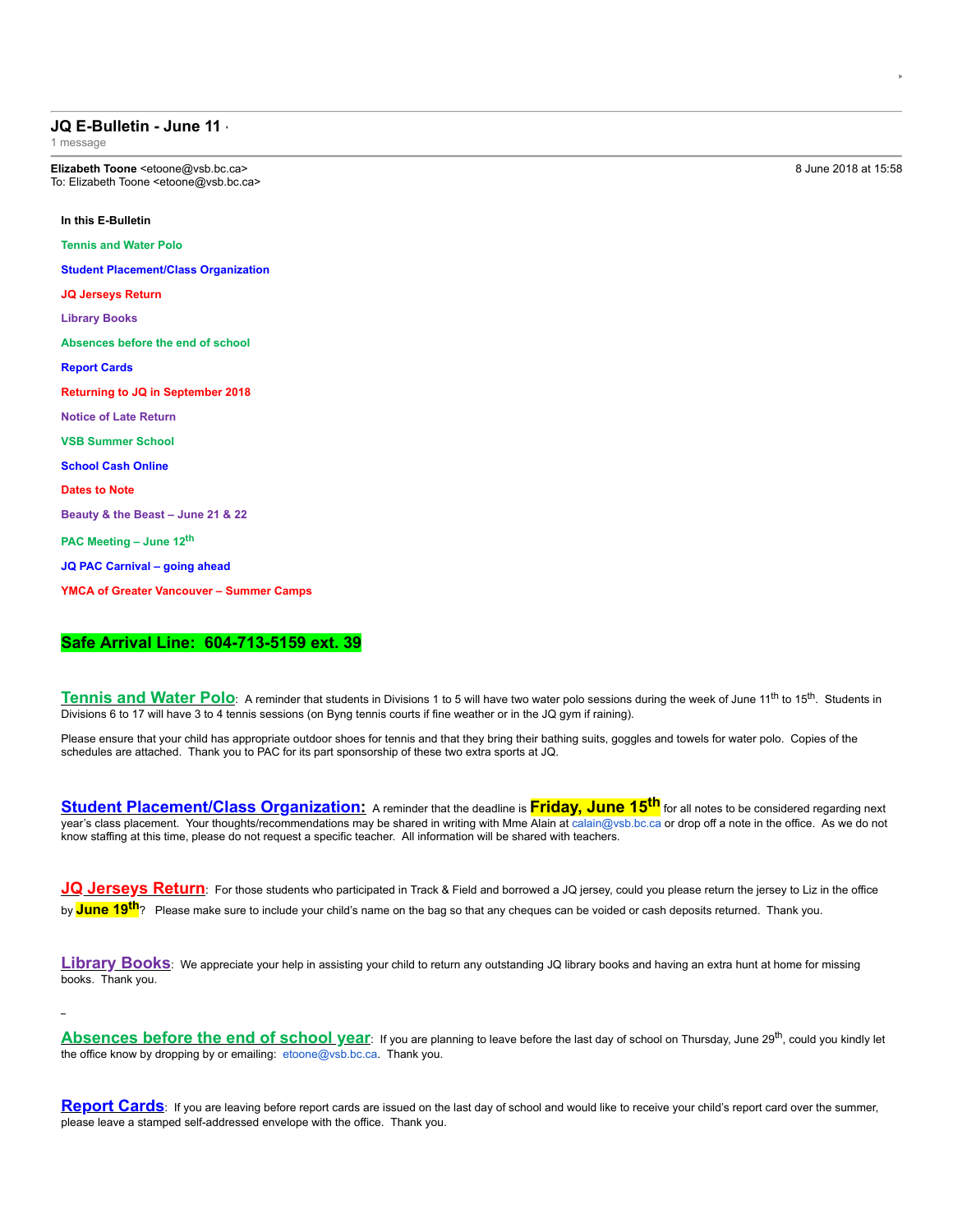# JQ E-Bulletin - June 11

1 message

**Elizabeth Toone** <etoone@vsb.bc.ca>
To: Elizabeth Toone <etoone@vsb.bc.ca>

8 June 2018 at 15:58

**In this E-Bulletin**

**Tennis and Water Polo**

**Student Placement/Class Organization**

**JQ Jerseys Return**

**Library Books**

**Absences before the end of school**

**Report Cards**

**Returning to JQ in September 2018**

**Notice of Late Return**

**VSB Summer School**

**School Cash Online**

**Dates to Note**

**Beauty & the Beast – June 21 & 22**

**PAC Meeting – June 12th**

**JQ PAC Carnival – going ahead**

**YMCA of Greater Vancouver – Summer Camps**

## Safe Arrival Line: 604-713-5159 ext. 39

**Tennis and Water Polo**: A reminder that students in Divisions 1 to 5 will have two water polo sessions during the week of June 11th to 15th. Students in Divisions 6 to 17 will have 3 to 4 tennis sessions (on Byng tennis courts if fine weather or in the JQ gym if raining).

Please ensure that your child has appropriate outdoor shoes for tennis and that they bring their bathing suits, goggles and towels for water polo. Copies of the schedules are attached. Thank you to PAC for its part sponsorship of these two extra sports at JQ.

**Student Placement/Class Organization:** A reminder that the deadline is **Friday, June 15th** for all notes to be considered regarding next year's class placement. Your thoughts/recommendations may be shared in writing with Mme Alain at calain@vsb.bc.ca or drop off a note in the office. As we do not know staffing at this time, please do not request a specific teacher. All information will be shared with teachers.

**JQ Jerseys Return**: For those students who participated in Track & Field and borrowed a JQ jersey, could you please return the jersey to Liz in the office by **June 19th**? Please make sure to include your child's name on the bag so that any cheques can be voided or cash deposits returned. Thank you.

**Library Books**: We appreciate your help in assisting your child to return any outstanding JQ library books and having an extra hunt at home for missing books. Thank you.

**Absences before the end of school year**: If you are planning to leave before the last day of school on Thursday, June 29th, could you kindly let the office know by dropping by or emailing: etoone@vsb.bc.ca. Thank you.

**Report Cards**: If you are leaving before report cards are issued on the last day of school and would like to receive your child's report card over the summer, please leave a stamped self-addressed envelope with the office. Thank you.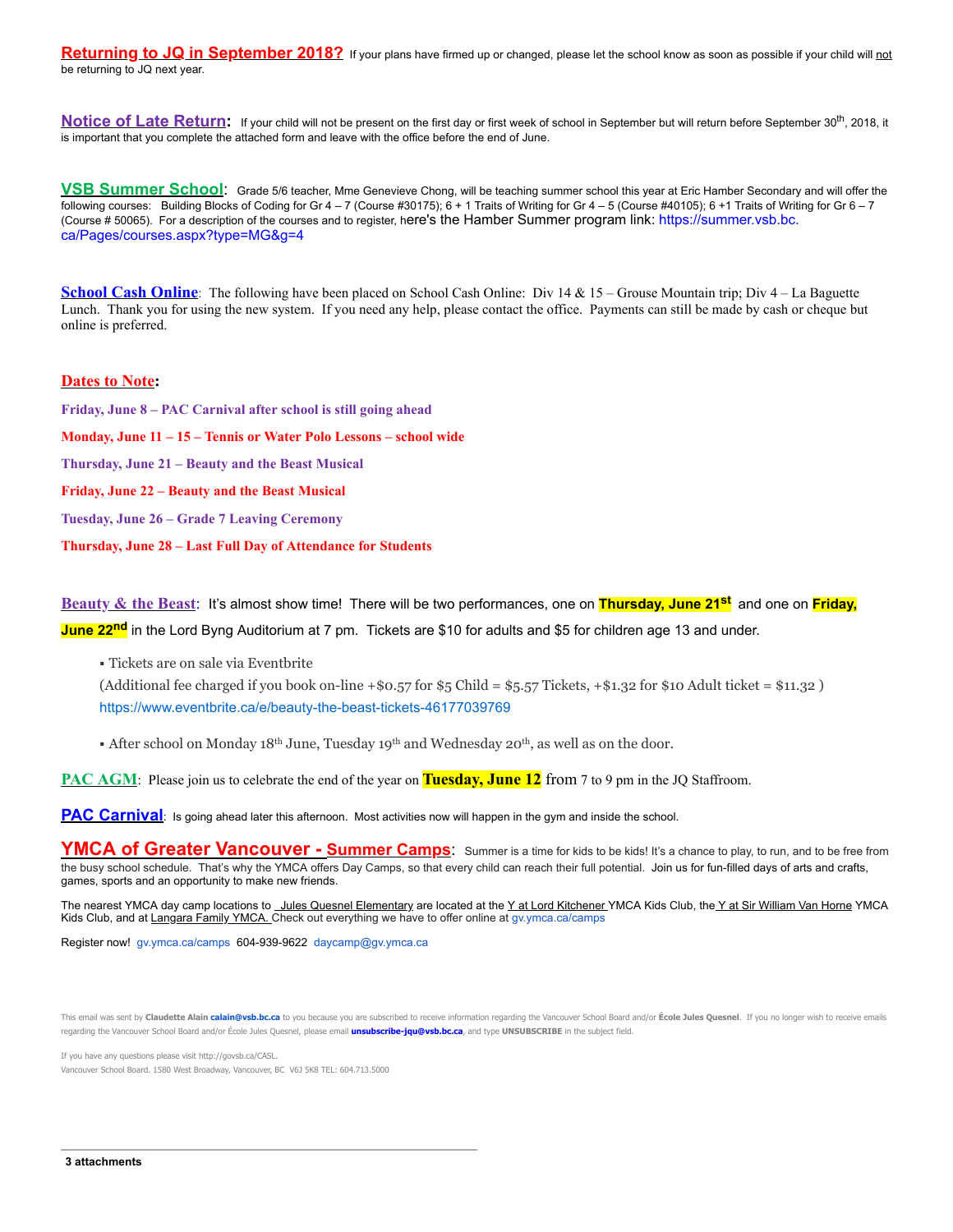**Returning to JQ in September 2018?** If your plans have firmed up or changed, please let the school know as soon as possible if your child will not be returning to JQ next year.

**Notice of Late Return:** If your child will not be present on the first day or first week of school in September but will return before September 30th, 2018, it is important that you complete the attached form and leave with the office before the end of June.

**VSB Summer School**: Grade 5/6 teacher, Mme Genevieve Chong, will be teaching summer school this year at Eric Hamber Secondary and will offer the following courses: Building Blocks of Coding for Gr 4 – 7 (Course #30175); 6 + 1 Traits of Writing for Gr 4 – 5 (Course #40105); 6 +1 Traits of Writing for Gr 6 – 7 (Course # 50065). For a description of the courses and to register, here's the Hamber Summer program link: https://summer.vsb.bc.ca/Pages/courses.aspx?type=MG&g=4

**School Cash Online**: The following have been placed on School Cash Online: Div 14 & 15 – Grouse Mountain trip; Div 4 – La Baguette Lunch. Thank you for using the new system. If you need any help, please contact the office. Payments can still be made by cash or cheque but online is preferred.

**Dates to Note:**

**Friday, June 8 – PAC Carnival after school is still going ahead**

**Monday, June 11 – 15 – Tennis or Water Polo Lessons – school wide**

**Thursday, June 21 – Beauty and the Beast Musical**

**Friday, June 22 – Beauty and the Beast Musical**

**Tuesday, June 26 – Grade 7 Leaving Ceremony**

**Thursday, June 28 – Last Full Day of Attendance for Students**

**Beauty & the Beast**: It's almost show time! There will be two performances, one on **Thursday, June 21st** and one on **Friday, June 22nd** in the Lord Byng Auditorium at 7 pm. Tickets are $10 for adults and $5 for children age 13 and under.

- Tickets are on sale via Eventbrite
  (Additional fee charged if you book on-line +$0.57 for $5 Child = $5.57 Tickets, +$1.32 for $10 Adult ticket = $11.32 )
  https://www.eventbrite.ca/e/beauty-the-beast-tickets-46177039769

- After school on Monday 18th June, Tuesday 19th and Wednesday 20th, as well as on the door.

**PAC AGM**: Please join us to celebrate the end of the year on **Tuesday, June 12** from 7 to 9 pm in the JQ Staffroom.

**PAC Carnival**: Is going ahead later this afternoon. Most activities now will happen in the gym and inside the school.

**YMCA of Greater Vancouver - Summer Camps**: Summer is a time for kids to be kids! It's a chance to play, to run, and to be free from the busy school schedule. That's why the YMCA offers Day Camps, so that every child can reach their full potential. Join us for fun-filled days of arts and crafts, games, sports and an opportunity to make new friends.

The nearest YMCA day camp locations to Jules Quesnel Elementary are located at the Y at Lord Kitchener YMCA Kids Club, the Y at Sir William Van Horne YMCA Kids Club, and at Langara Family YMCA. Check out everything we have to offer online at gv.ymca.ca/camps

Register now! gv.ymca.ca/camps 604-939-9622 daycamp@gv.ymca.ca

This email was sent by **Claudette Alain calain@vsb.bc.ca** to you because you are subscribed to receive information regarding the Vancouver School Board and/or **École Jules Quesnel**. If you no longer wish to receive emails regarding the Vancouver School Board and/or École Jules Quesnel, please email **unsubscribe-jqu@vsb.bc.ca**, and type **UNSUBSCRIBE** in the subject field.

If you have any questions please visit http://govsb.ca/CASL.
Vancouver School Board. 1580 West Broadway, Vancouver, BC V6J 5K8 TEL: 604.713.5000

**3 attachments**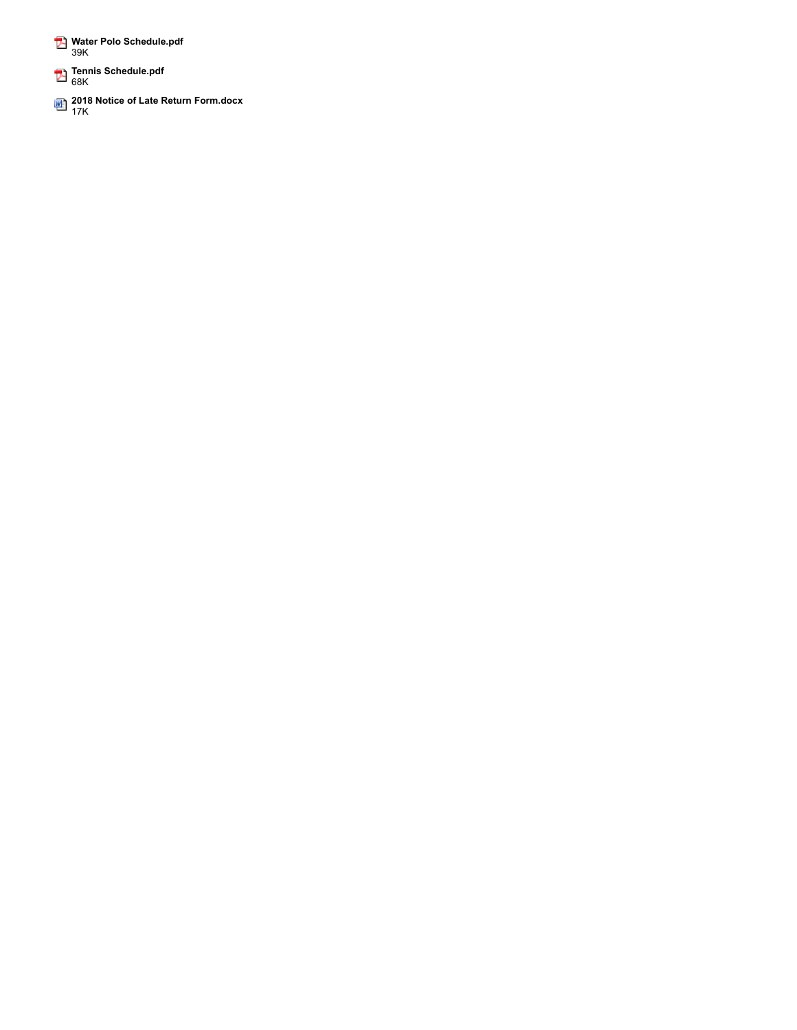**Water Polo Schedule.pdf**
39K

**Tennis Schedule.pdf**
68K

**2018 Notice of Late Return Form.docx**
17K